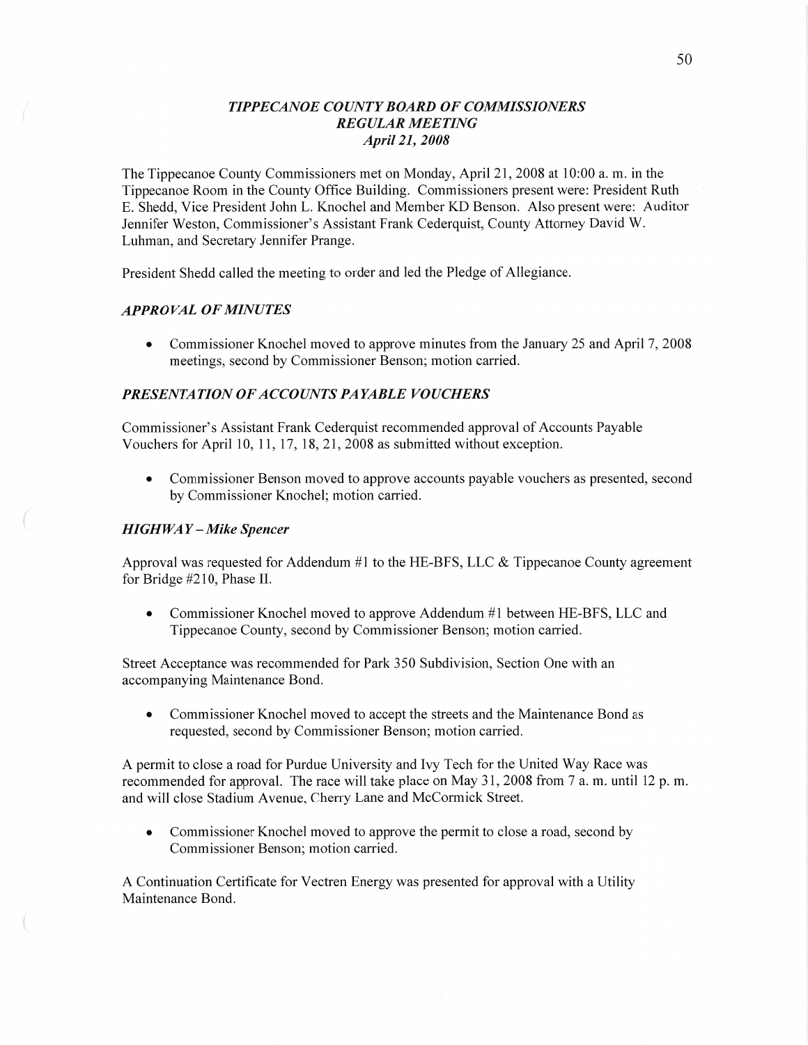# *TIPPECANOE COUNTY BOARD OF COMMISSIONERS*
## *REGULAR MEETING*
### *April 21, 2008*

The Tippecanoe County Commissioners met on Monday, April 21, 2008 at 10:00 a. m. in the Tippecanoe Room in the County Office Building. Commissioners present were: President Ruth E. Shedd, Vice President John L. Knochel and Member KD Benson. Also present were: Auditor Jennifer Weston, Commissioner's Assistant Frank Cederquist, County Attorney David W. Luhman, and Secretary Jennifer Prange.

President Shedd called the meeting to order and led the Pledge of Allegiance.

### *APPROVAL OF MINUTES*

- Commissioner Knochel moved to approve minutes from the January 25 and April 7, 2008 meetings, second by Commissioner Benson; motion carried.

### *PRESENTATION OF ACCOUNTS PAYABLE VOUCHERS*

Commissioner's Assistant Frank Cederquist recommended approval of Accounts Payable Vouchers for April 10, 11, 17, 18, 21, 2008 as submitted without exception.

- Commissioner Benson moved to approve accounts payable vouchers as presented, second by Commissioner Knochel; motion carried.

### *HIGHWAY – Mike Spencer*

Approval was requested for Addendum #1 to the HE-BFS, LLC & Tippecanoe County agreement for Bridge #210, Phase II.

- Commissioner Knochel moved to approve Addendum #1 between HE-BFS, LLC and Tippecanoe County, second by Commissioner Benson; motion carried.

Street Acceptance was recommended for Park 350 Subdivision, Section One with an accompanying Maintenance Bond.

- Commissioner Knochel moved to accept the streets and the Maintenance Bond as requested, second by Commissioner Benson; motion carried.

A permit to close a road for Purdue University and Ivy Tech for the United Way Race was recommended for approval. The race will take place on May 31, 2008 from 7 a. m. until 12 p. m. and will close Stadium Avenue, Cherry Lane and McCormick Street.

- Commissioner Knochel moved to approve the permit to close a road, second by Commissioner Benson; motion carried.

A Continuation Certificate for Vectren Energy was presented for approval with a Utility Maintenance Bond.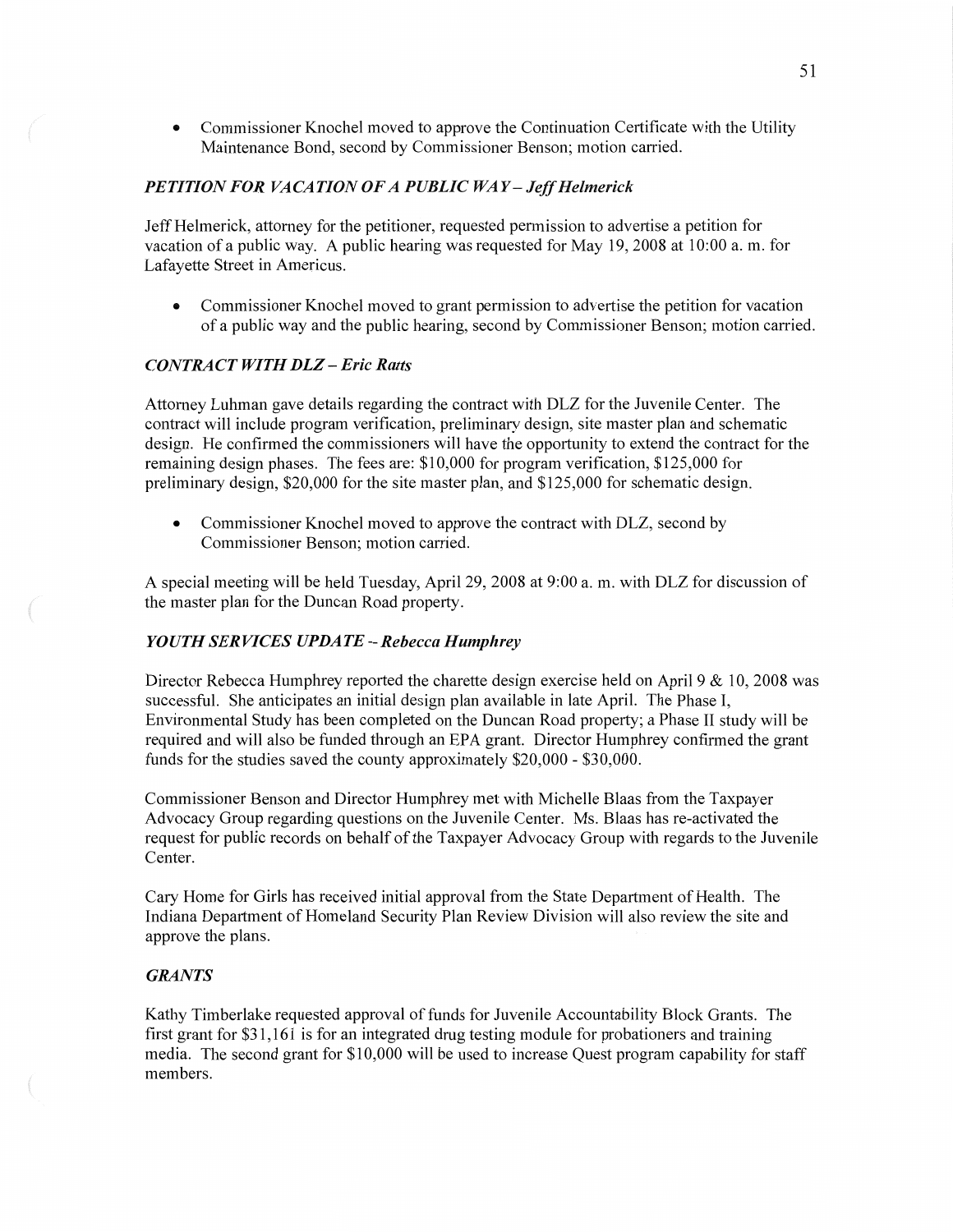- Commissioner Knochel moved to approve the Continuation Certificate with the Utility Maintenance Bond, second by Commissioner Benson; motion carried.

### *PETITION FOR VACATION OF A PUBLIC WAY – Jeff Helmerick*

Jeff Helmerick, attorney for the petitioner, requested permission to advertise a petition for vacation of a public way. A public hearing was requested for May 19, 2008 at 10:00 a. m. for Lafayette Street in Americus.

- Commissioner Knochel moved to grant permission to advertise the petition for vacation of a public way and the public hearing, second by Commissioner Benson; motion carried.

### *CONTRACT WITH DLZ – Eric Ratts*

Attorney Luhman gave details regarding the contract with DLZ for the Juvenile Center. The contract will include program verification, preliminary design, site master plan and schematic design. He confirmed the commissioners will have the opportunity to extend the contract for the remaining design phases. The fees are: $10,000 for program verification, $125,000 for preliminary design, $20,000 for the site master plan, and $125,000 for schematic design.

- Commissioner Knochel moved to approve the contract with DLZ, second by Commissioner Benson; motion carried.

A special meeting will be held Tuesday, April 29, 2008 at 9:00 a. m. with DLZ for discussion of the master plan for the Duncan Road property.

### *YOUTH SERVICES UPDATE – Rebecca Humphrey*

Director Rebecca Humphrey reported the charette design exercise held on April 9 & 10, 2008 was successful. She anticipates an initial design plan available in late April. The Phase I, Environmental Study has been completed on the Duncan Road property; a Phase II study will be required and will also be funded through an EPA grant. Director Humphrey confirmed the grant funds for the studies saved the county approximately $20,000 - $30,000.

Commissioner Benson and Director Humphrey met with Michelle Blaas from the Taxpayer Advocacy Group regarding questions on the Juvenile Center. Ms. Blaas has re-activated the request for public records on behalf of the Taxpayer Advocacy Group with regards to the Juvenile Center.

Cary Home for Girls has received initial approval from the State Department of Health. The Indiana Department of Homeland Security Plan Review Division will also review the site and approve the plans.

### *GRANTS*

Kathy Timberlake requested approval of funds for Juvenile Accountability Block Grants. The first grant for $31,161 is for an integrated drug testing module for probationers and training media. The second grant for $10,000 will be used to increase Quest program capability for staff members.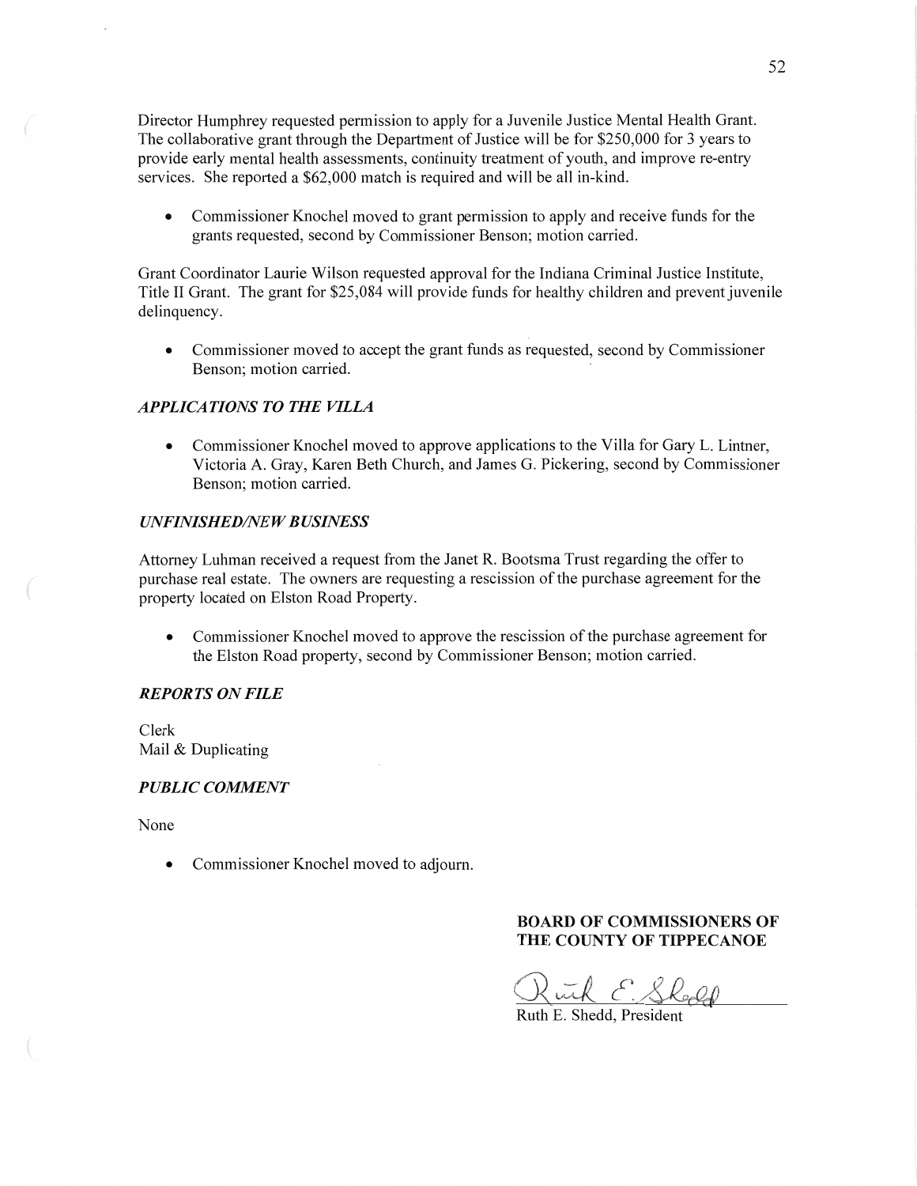Director Humphrey requested permission to apply for a Juvenile Justice Mental Health Grant. The collaborative grant through the Department of Justice will be for $250,000 for 3 years to provide early mental health assessments, continuity treatment of youth, and improve re-entry services. She reported a $62,000 match is required and will be all in-kind.

- Commissioner Knochel moved to grant permission to apply and receive funds for the grants requested, second by Commissioner Benson; motion carried.

Grant Coordinator Laurie Wilson requested approval for the Indiana Criminal Justice Institute, Title II Grant. The grant for $25,084 will provide funds for healthy children and prevent juvenile delinquency.

- Commissioner moved to accept the grant funds as requested, second by Commissioner Benson; motion carried.

### *APPLICATIONS TO THE VILLA*

- Commissioner Knochel moved to approve applications to the Villa for Gary L. Lintner, Victoria A. Gray, Karen Beth Church, and James G. Pickering, second by Commissioner Benson; motion carried.

### *UNFINISHED/NEW BUSINESS*

Attorney Luhman received a request from the Janet R. Bootsma Trust regarding the offer to purchase real estate. The owners are requesting a rescission of the purchase agreement for the property located on Elston Road Property.

- Commissioner Knochel moved to approve the rescission of the purchase agreement for the Elston Road property, second by Commissioner Benson; motion carried.

### *REPORTS ON FILE*

Clerk
Mail & Duplicating

### *PUBLIC COMMENT*

None

- Commissioner Knochel moved to adjourn.

**BOARD OF COMMISSIONERS OF THE COUNTY OF TIPPECANOE**

Ruth E. Shedd

Ruth E. Shedd, President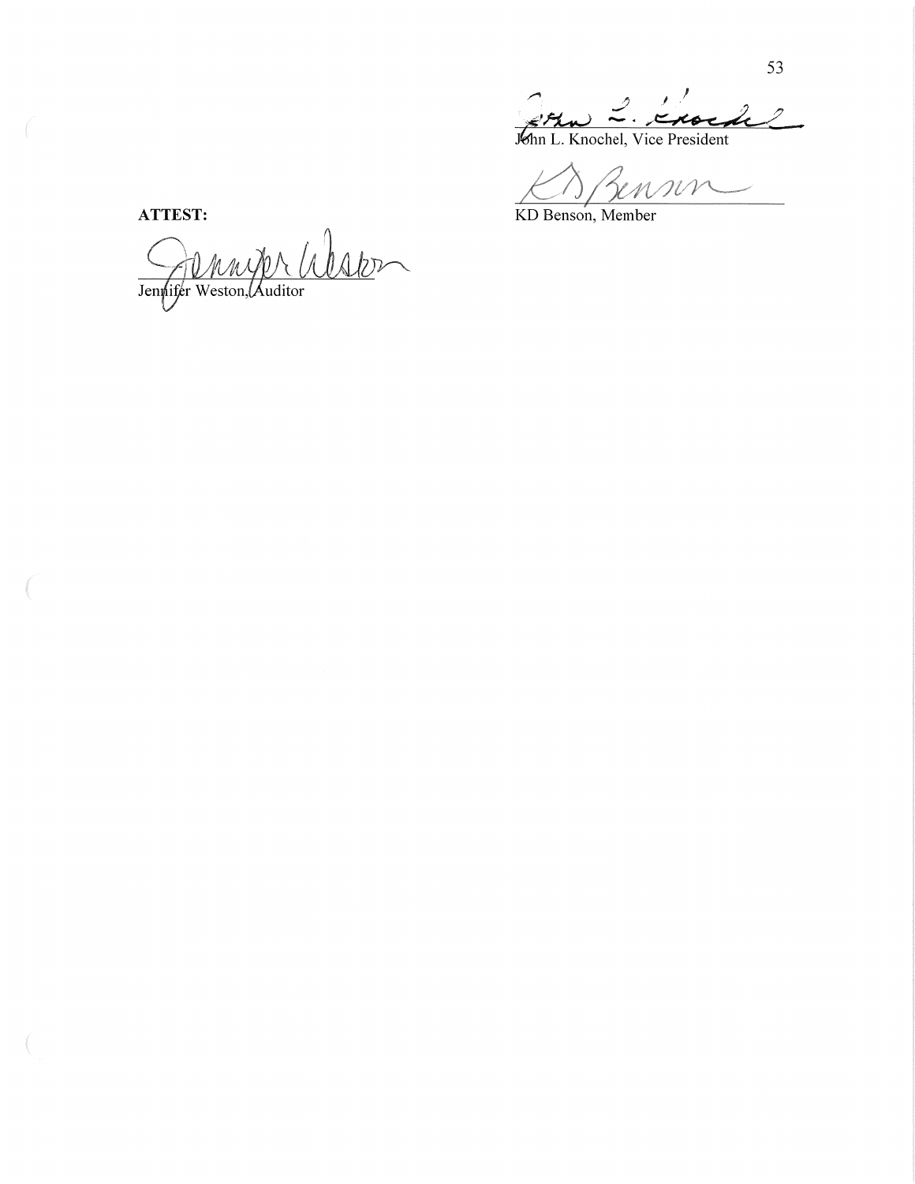John L. Knochel, Vice President

KD Benson, Member

**ATTEST:**

Jennifer Weston, Auditor